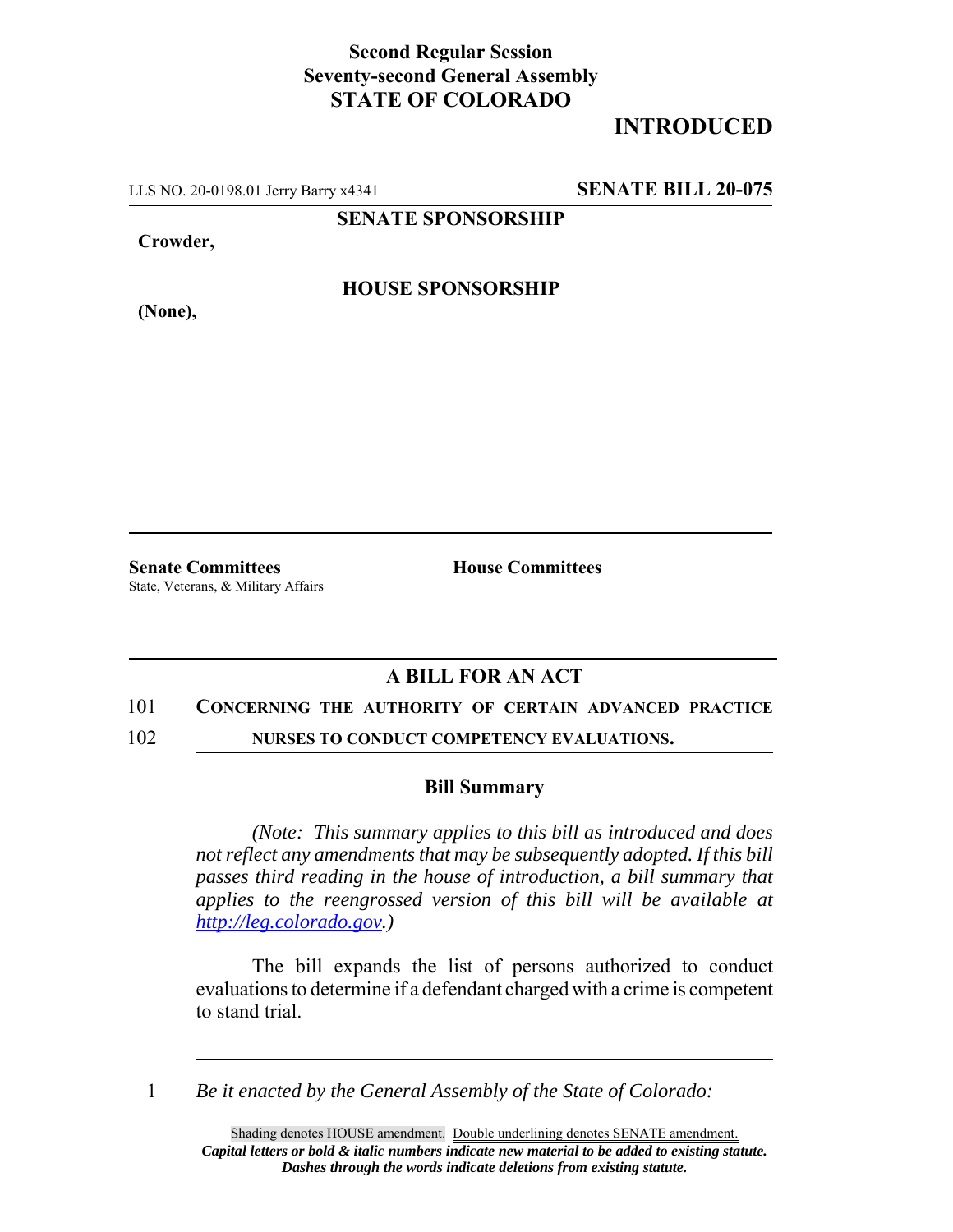**Second Regular Session**
**Seventy-second General Assembly**
**STATE OF COLORADO**

# INTRODUCTED

LLS NO. 20-0198.01 Jerry Barry x4341 **SENATE BILL 20-075**

**SENATE SPONSORSHIP**

**Crowder,**

**HOUSE SPONSORSHIP**

**(None),**

**Senate Committees**
State, Veterans, & Military Affairs

**House Committees**

## A BILL FOR AN ACT

101 **CONCERNING THE AUTHORITY OF CERTAIN ADVANCED PRACTICE**
102 **NURSES TO CONDUCT COMPETENCY EVALUATIONS.**

### Bill Summary

*(Note: This summary applies to this bill as introduced and does not reflect any amendments that may be subsequently adopted. If this bill passes third reading in the house of introduction, a bill summary that applies to the reengrossed version of this bill will be available at http://leg.colorado.gov.)*

The bill expands the list of persons authorized to conduct evaluations to determine if a defendant charged with a crime is competent to stand trial.

1 *Be it enacted by the General Assembly of the State of Colorado:*

Shading denotes HOUSE amendment. Double underlining denotes SENATE amendment.
***Capital letters or bold & italic numbers indicate new material to be added to existing statute.***
***Dashes through the words indicate deletions from existing statute.***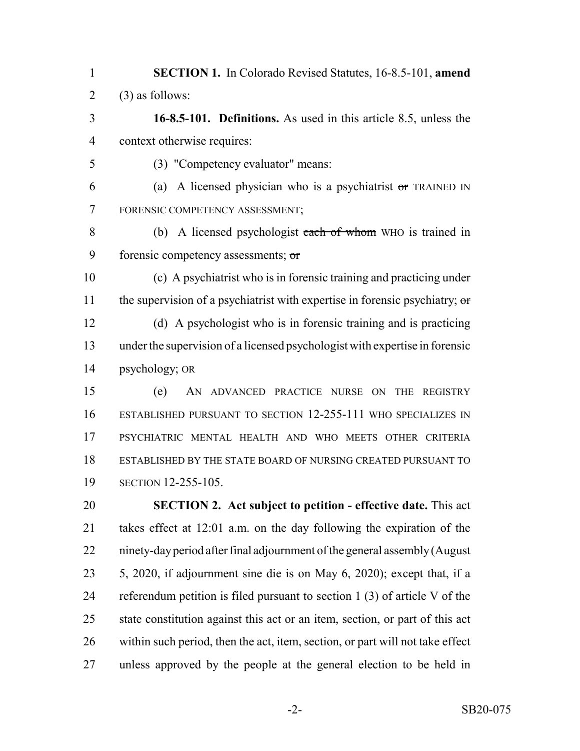**SECTION 1.** In Colorado Revised Statutes, 16-8.5-101, **amend** (3) as follows:

**16-8.5-101. Definitions.** As used in this article 8.5, unless the context otherwise requires:

(3) "Competency evaluator" means:

(a) A licensed physician who is a psychiatrist ~~or~~ TRAINED IN FORENSIC COMPETENCY ASSESSMENT;

(b) A licensed psychologist ~~each of whom~~ WHO is trained in forensic competency assessments; ~~or~~

(c) A psychiatrist who is in forensic training and practicing under the supervision of a psychiatrist with expertise in forensic psychiatry; ~~or~~

(d) A psychologist who is in forensic training and is practicing under the supervision of a licensed psychologist with expertise in forensic psychology; OR

(e) AN ADVANCED PRACTICE NURSE ON THE REGISTRY ESTABLISHED PURSUANT TO SECTION 12-255-111 WHO SPECIALIZES IN PSYCHIATRIC MENTAL HEALTH AND WHO MEETS OTHER CRITERIA ESTABLISHED BY THE STATE BOARD OF NURSING CREATED PURSUANT TO SECTION 12-255-105.

**SECTION 2. Act subject to petition - effective date.** This act takes effect at 12:01 a.m. on the day following the expiration of the ninety-day period after final adjournment of the general assembly (August 5, 2020, if adjournment sine die is on May 6, 2020); except that, if a referendum petition is filed pursuant to section 1 (3) of article V of the state constitution against this act or an item, section, or part of this act within such period, then the act, item, section, or part will not take effect unless approved by the people at the general election to be held in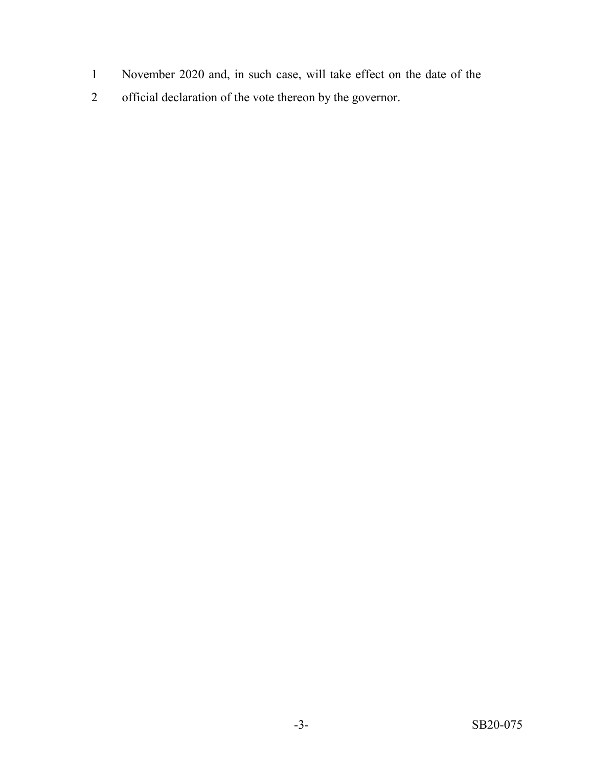November 2020 and, in such case, will take effect on the date of the official declaration of the vote thereon by the governor.